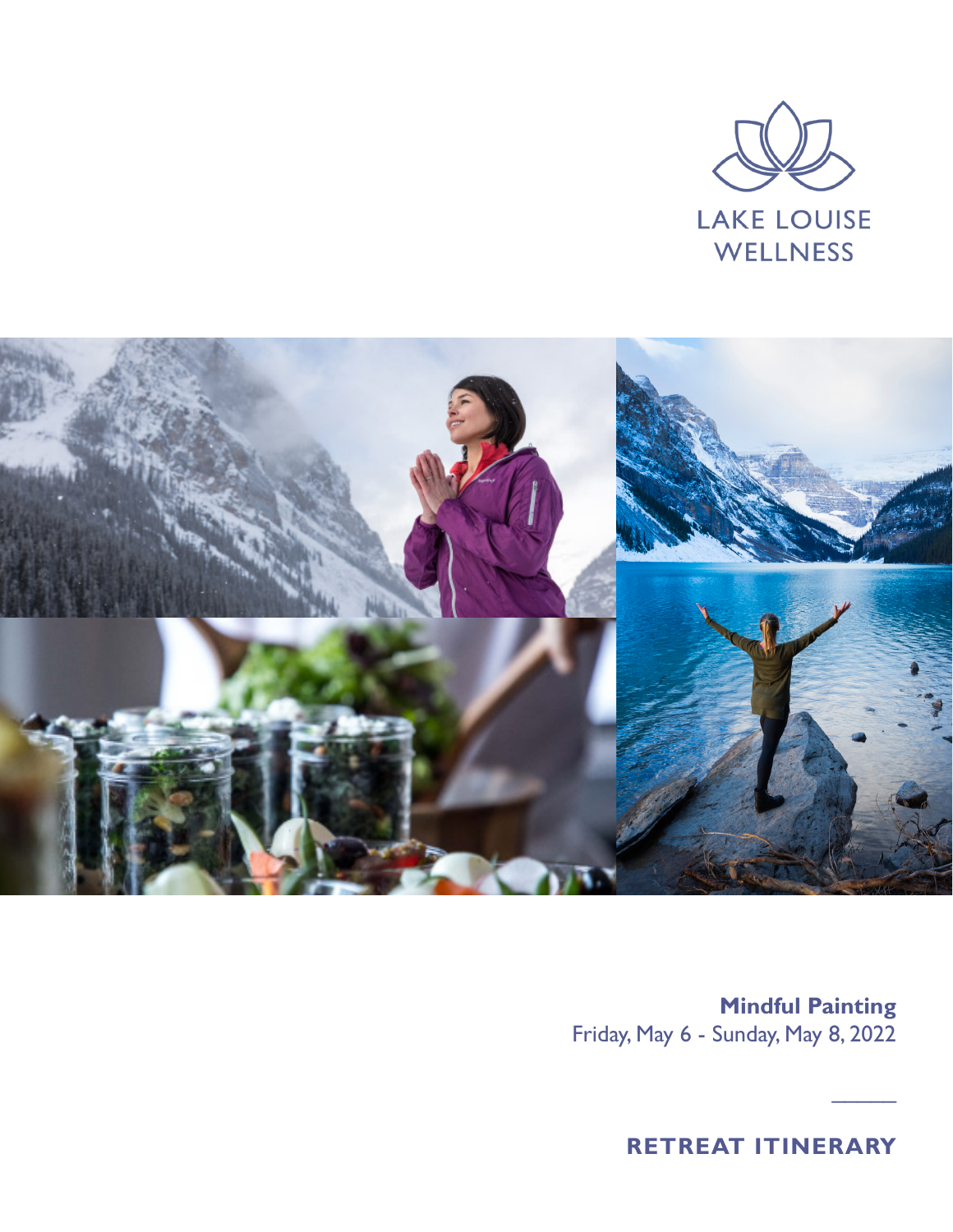LAKE LOUISE
WELLNESS

**Mindful Painting**
Friday, May 6 - Sunday, May 8, 2022

# RETREAT ITINERARY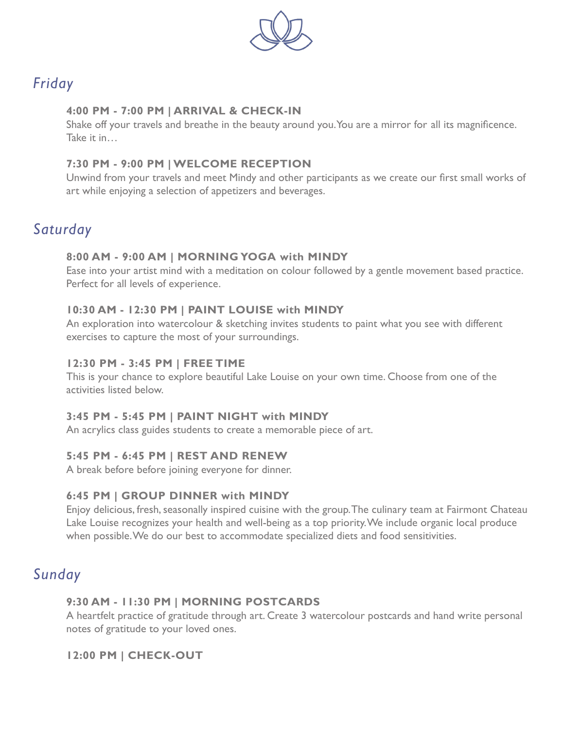## *Friday*

**4:00 PM - 7:00 PM | ARRIVAL & CHECK-IN**
Shake off your travels and breathe in the beauty around you. You are a mirror for all its magnificence. Take it in…

**7:30 PM - 9:00 PM | WELCOME RECEPTION**
Unwind from your travels and meet Mindy and other participants as we create our first small works of art while enjoying a selection of appetizers and beverages.

## *Saturday*

**8:00 AM - 9:00 AM | MORNING YOGA with MINDY**
Ease into your artist mind with a meditation on colour followed by a gentle movement based practice. Perfect for all levels of experience.

**10:30 AM - 12:30 PM | PAINT LOUISE with MINDY**
An exploration into watercolour & sketching invites students to paint what you see with different exercises to capture the most of your surroundings.

**12:30 PM - 3:45 PM | FREE TIME**
This is your chance to explore beautiful Lake Louise on your own time. Choose from one of the activities listed below.

**3:45 PM - 5:45 PM | PAINT NIGHT with MINDY**
An acrylics class guides students to create a memorable piece of art.

**5:45 PM - 6:45 PM | REST AND RENEW**
A break before before joining everyone for dinner.

**6:45 PM | GROUP DINNER with MINDY**
Enjoy delicious, fresh, seasonally inspired cuisine with the group. The culinary team at Fairmont Chateau Lake Louise recognizes your health and well-being as a top priority. We include organic local produce when possible. We do our best to accommodate specialized diets and food sensitivities.

## *Sunday*

**9:30 AM - 11:30 PM | MORNING POSTCARDS**
A heartfelt practice of gratitude through art. Create 3 watercolour postcards and hand write personal notes of gratitude to your loved ones.

**12:00 PM | CHECK-OUT**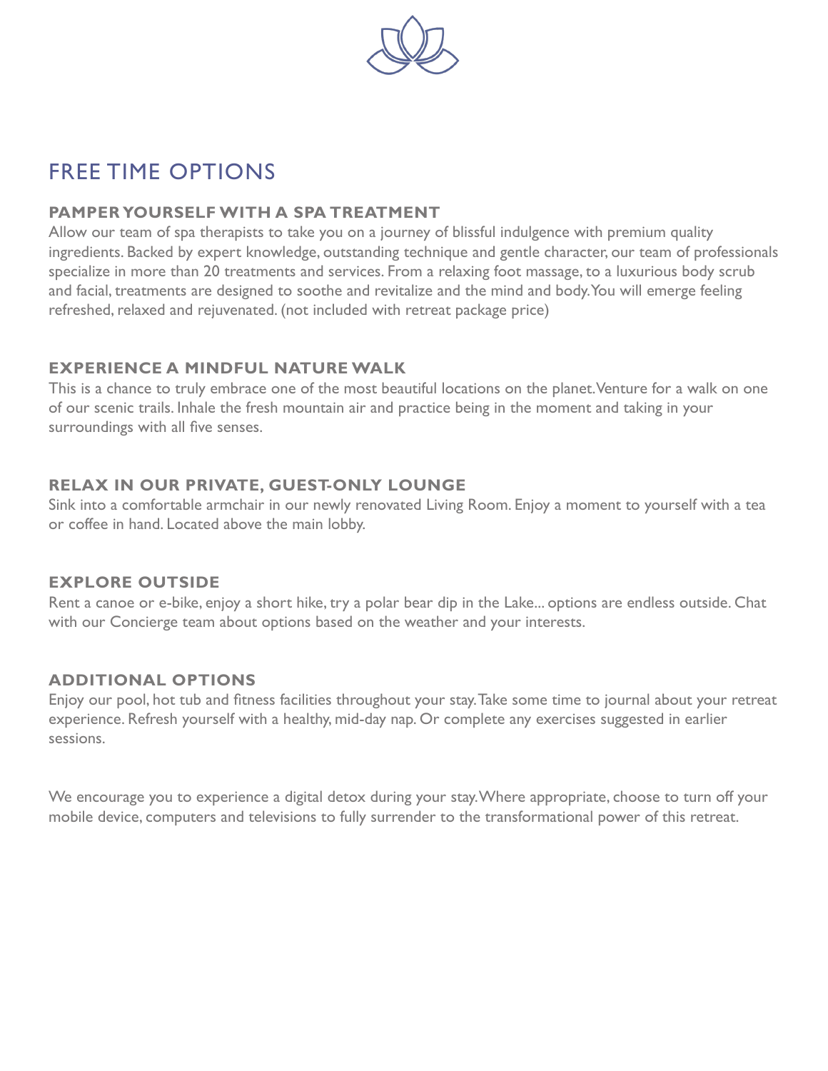# FREE TIME OPTIONS

### PAMPER YOURSELF WITH A SPA TREATMENT

Allow our team of spa therapists to take you on a journey of blissful indulgence with premium quality ingredients. Backed by expert knowledge, outstanding technique and gentle character, our team of professionals specialize in more than 20 treatments and services. From a relaxing foot massage, to a luxurious body scrub and facial, treatments are designed to soothe and revitalize and the mind and body. You will emerge feeling refreshed, relaxed and rejuvenated. (not included with retreat package price)

### EXPERIENCE A MINDFUL NATURE WALK

This is a chance to truly embrace one of the most beautiful locations on the planet. Venture for a walk on one of our scenic trails. Inhale the fresh mountain air and practice being in the moment and taking in your surroundings with all five senses.

### RELAX IN OUR PRIVATE, GUEST-ONLY LOUNGE

Sink into a comfortable armchair in our newly renovated Living Room. Enjoy a moment to yourself with a tea or coffee in hand. Located above the main lobby.

### EXPLORE OUTSIDE

Rent a canoe or e-bike, enjoy a short hike, try a polar bear dip in the Lake... options are endless outside. Chat with our Concierge team about options based on the weather and your interests.

### ADDITIONAL OPTIONS

Enjoy our pool, hot tub and fitness facilities throughout your stay. Take some time to journal about your retreat experience. Refresh yourself with a healthy, mid-day nap. Or complete any exercises suggested in earlier sessions.

We encourage you to experience a digital detox during your stay. Where appropriate, choose to turn off your mobile device, computers and televisions to fully surrender to the transformational power of this retreat.